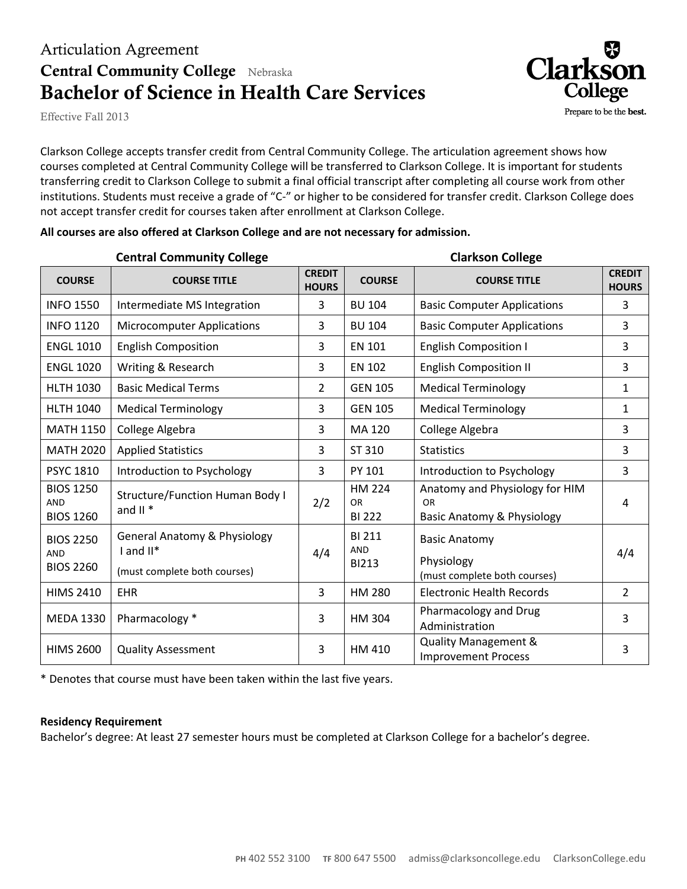# Articulation Agreement

## Central Community College Nebraska

## Bachelor of Science in Health Care Services

Effective Fall 2013

Clarkson College
Prepare to be the **best.**

Clarkson College accepts transfer credit from Central Community College. The articulation agreement shows how courses completed at Central Community College will be transferred to Clarkson College. It is important for students transferring credit to Clarkson College to submit a final official transcript after completing all course work from other institutions. Students must receive a grade of "C-" or higher to be considered for transfer credit. Clarkson College does not accept transfer credit for courses taken after enrollment at Clarkson College.

**All courses are also offered at Clarkson College and are not necessary for admission.**

| Central Community College | | | Clarkson College | | |
|---|---|---|---|---|---|
| **COURSE** | **COURSE TITLE** | **CREDIT HOURS** | **COURSE** | **COURSE TITLE** | **CREDIT HOURS** |
| INFO 1550 | Intermediate MS Integration | 3 | BU 104 | Basic Computer Applications | 3 |
| INFO 1120 | Microcomputer Applications | 3 | BU 104 | Basic Computer Applications | 3 |
| ENGL 1010 | English Composition | 3 | EN 101 | English Composition I | 3 |
| ENGL 1020 | Writing & Research | 3 | EN 102 | English Composition II | 3 |
| HLTH 1030 | Basic Medical Terms | 2 | GEN 105 | Medical Terminology | 1 |
| HLTH 1040 | Medical Terminology | 3 | GEN 105 | Medical Terminology | 1 |
| MATH 1150 | College Algebra | 3 | MA 120 | College Algebra | 3 |
| MATH 2020 | Applied Statistics | 3 | ST 310 | Statistics | 3 |
| PSYC 1810 | Introduction to Psychology | 3 | PY 101 | Introduction to Psychology | 3 |
| BIOS 1250 AND BIOS 1260 | Structure/Function Human Body I and II * | 2/2 | HM 224 OR BI 222 | Anatomy and Physiology for HIM OR Basic Anatomy & Physiology | 4 |
| BIOS 2250 AND BIOS 2260 | General Anatomy & Physiology I and II* (must complete both courses) | 4/4 | BI 211 AND BI213 | Basic Anatomy Physiology (must complete both courses) | 4/4 |
| HIMS 2410 | EHR | 3 | HM 280 | Electronic Health Records | 2 |
| MEDA 1330 | Pharmacology * | 3 | HM 304 | Pharmacology and Drug Administration | 3 |
| HIMS 2600 | Quality Assessment | 3 | HM 410 | Quality Management & Improvement Process | 3 |

* Denotes that course must have been taken within the last five years.

**Residency Requirement**

Bachelor's degree: At least 27 semester hours must be completed at Clarkson College for a bachelor's degree.

PH 402 552 3100 TF 800 647 5500 admiss@clarksoncollege.edu ClarksonCollege.edu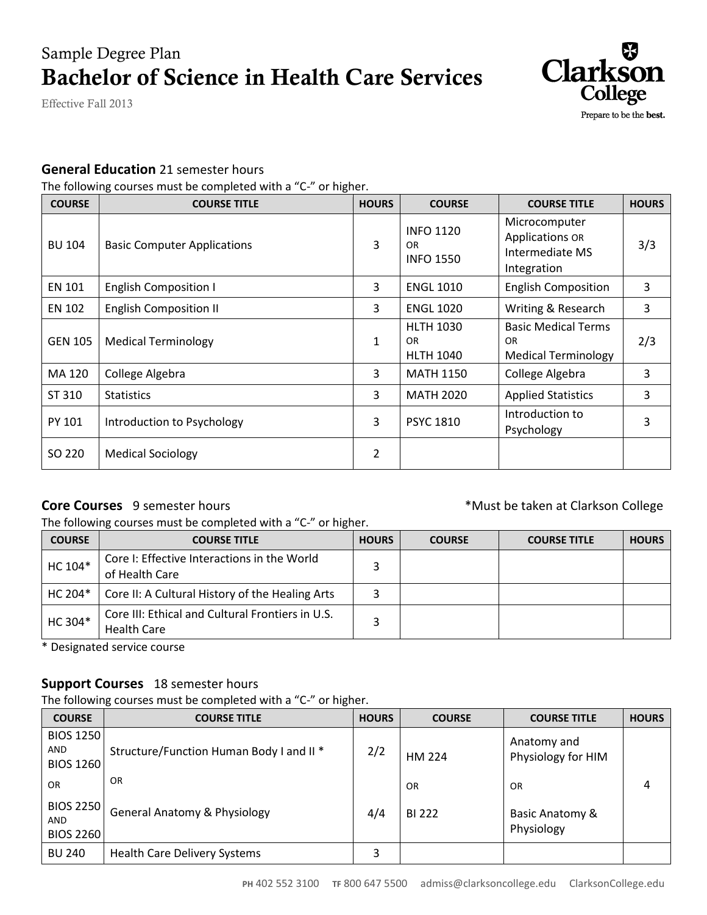Sample Degree Plan

# Bachelor of Science in Health Care Services

Effective Fall 2013

Clarkson College
Prepare to be the **best.**

## General Education 21 semester hours

The following courses must be completed with a "C-" or higher.

| COURSE | COURSE TITLE | HOURS | COURSE | COURSE TITLE | HOURS |
|---|---|---|---|---|---|
| BU 104 | Basic Computer Applications | 3 | INFO 1120 OR INFO 1550 | Microcomputer Applications OR Intermediate MS Integration | 3/3 |
| EN 101 | English Composition I | 3 | ENGL 1010 | English Composition | 3 |
| EN 102 | English Composition II | 3 | ENGL 1020 | Writing & Research | 3 |
| GEN 105 | Medical Terminology | 1 | HLTH 1030 OR HLTH 1040 | Basic Medical Terms OR Medical Terminology | 2/3 |
| MA 120 | College Algebra | 3 | MATH 1150 | College Algebra | 3 |
| ST 310 | Statistics | 3 | MATH 2020 | Applied Statistics | 3 |
| PY 101 | Introduction to Psychology | 3 | PSYC 1810 | Introduction to Psychology | 3 |
| SO 220 | Medical Sociology | 2 | | | |

## Core Courses 9 semester hours

*Must be taken at Clarkson College

The following courses must be completed with a "C-" or higher.

| COURSE | COURSE TITLE | HOURS | COURSE | COURSE TITLE | HOURS |
|---|---|---|---|---|---|
| HC 104* | Core I: Effective Interactions in the World of Health Care | 3 | | | |
| HC 204* | Core II: A Cultural History of the Healing Arts | 3 | | | |
| HC 304* | Core III: Ethical and Cultural Frontiers in U.S. Health Care | 3 | | | |

* Designated service course

## Support Courses 18 semester hours

The following courses must be completed with a "C-" or higher.

| COURSE | COURSE TITLE | HOURS | COURSE | COURSE TITLE | HOURS |
|---|---|---|---|---|---|
| BIOS 1250 AND BIOS 1260 OR BIOS 2250 AND BIOS 2260 | Structure/Function Human Body I and II * OR General Anatomy & Physiology | 2/2 4/4 | HM 224 OR BI 222 | Anatomy and Physiology for HIM OR Basic Anatomy & Physiology | 4 |
| BU 240 | Health Care Delivery Systems | 3 | | | |

PH 402 552 3100 TF 800 647 5500 admiss@clarksoncollege.edu ClarksonCollege.edu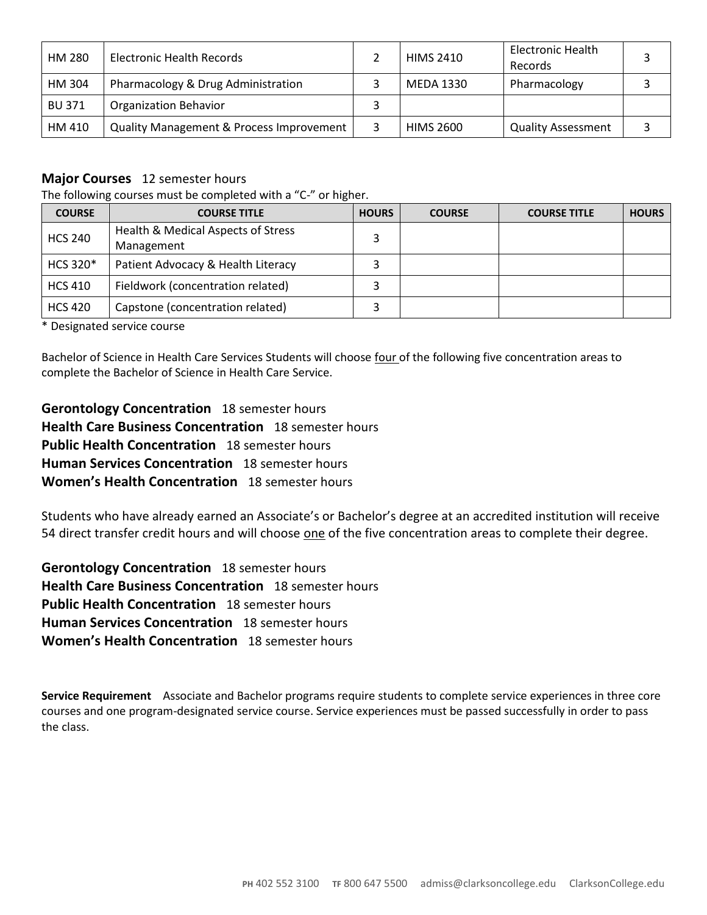| | | | | | |
|---|---|---|---|---|---|
| HM 280 | Electronic Health Records | 2 | HIMS 2410 | Electronic Health Records | 3 |
| HM 304 | Pharmacology & Drug Administration | 3 | MEDA 1330 | Pharmacology | 3 |
| BU 371 | Organization Behavior | 3 | | | |
| HM 410 | Quality Management & Process Improvement | 3 | HIMS 2600 | Quality Assessment | 3 |

**Major Courses** 12 semester hours

The following courses must be completed with a "C-" or higher.

| COURSE | COURSE TITLE | HOURS | COURSE | COURSE TITLE | HOURS |
|---|---|---|---|---|---|
| HCS 240 | Health & Medical Aspects of Stress Management | 3 | | | |
| HCS 320* | Patient Advocacy & Health Literacy | 3 | | | |
| HCS 410 | Fieldwork (concentration related) | 3 | | | |
| HCS 420 | Capstone (concentration related) | 3 | | | |

\* Designated service course

Bachelor of Science in Health Care Services Students will choose four of the following five concentration areas to complete the Bachelor of Science in Health Care Service.

**Gerontology Concentration** 18 semester hours
**Health Care Business Concentration** 18 semester hours
**Public Health Concentration** 18 semester hours
**Human Services Concentration** 18 semester hours
**Women's Health Concentration** 18 semester hours

Students who have already earned an Associate's or Bachelor's degree at an accredited institution will receive 54 direct transfer credit hours and will choose one of the five concentration areas to complete their degree.

**Gerontology Concentration** 18 semester hours
**Health Care Business Concentration** 18 semester hours
**Public Health Concentration** 18 semester hours
**Human Services Concentration** 18 semester hours
**Women's Health Concentration** 18 semester hours

**Service Requirement** Associate and Bachelor programs require students to complete service experiences in three core courses and one program-designated service course. Service experiences must be passed successfully in order to pass the class.

PH 402 552 3100 TF 800 647 5500 admiss@clarksoncollege.edu ClarksonCollege.edu